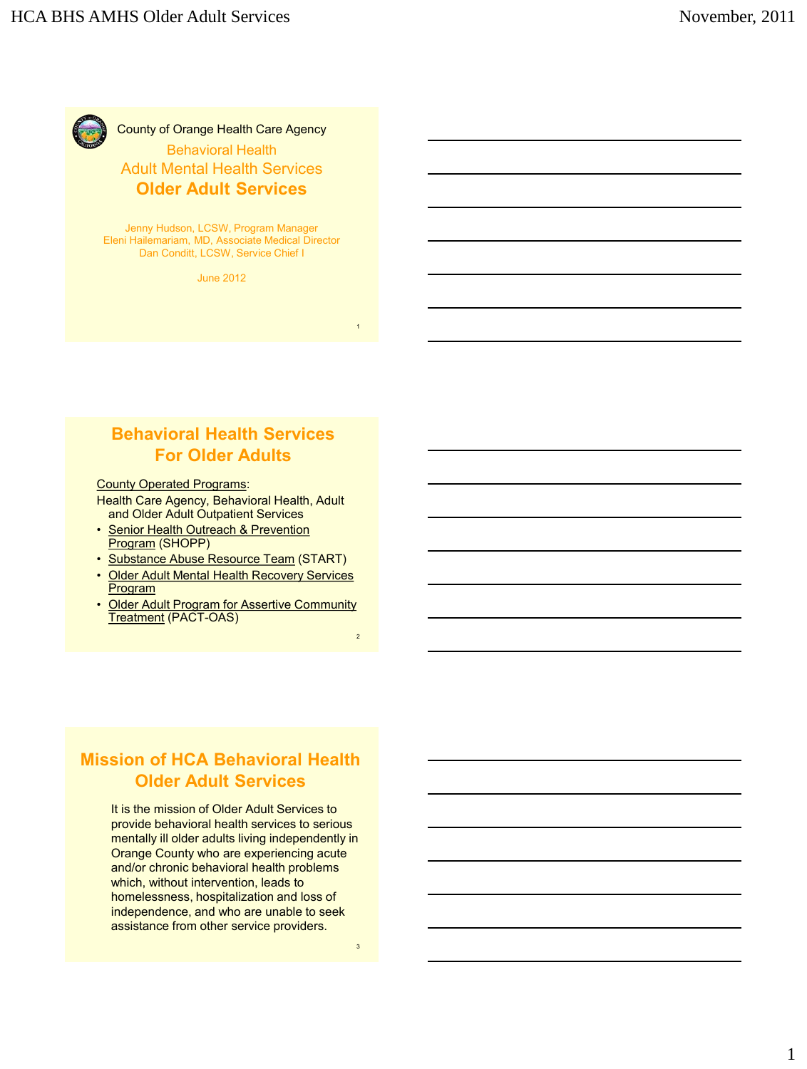County of Orange Health Care Agency

Behavioral Health

Adult Mental Health Services

# Older Adult Services

Jenny Hudson, LCSW, Program Manager
Eleni Hailemariam, MD, Associate Medical Director
Dan Conditt, LCSW, Service Chief I

June 2012

## Behavioral Health Services For Older Adults

County Operated Programs:

Health Care Agency, Behavioral Health, Adult and Older Adult Outpatient Services

- Senior Health Outreach & Prevention Program (SHOPP)
- Substance Abuse Resource Team (START)
- Older Adult Mental Health Recovery Services Program
- Older Adult Program for Assertive Community Treatment (PACT-OAS)

## Mission of HCA Behavioral Health Older Adult Services

It is the mission of Older Adult Services to provide behavioral health services to serious mentally ill older adults living independently in Orange County who are experiencing acute and/or chronic behavioral health problems which, without intervention, leads to homelessness, hospitalization and loss of independence, and who are unable to seek assistance from other service providers.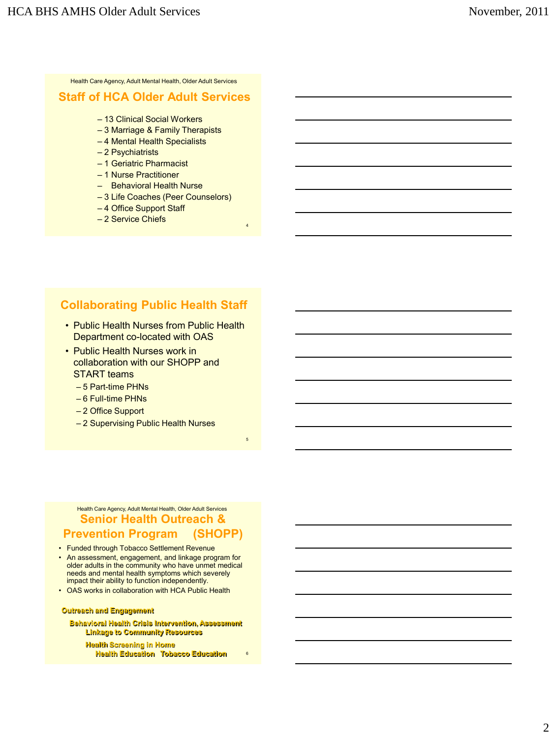Health Care Agency, Adult Mental Health, Older Adult Services

## Staff of HCA Older Adult Services

- 13 Clinical Social Workers
- 3 Marriage & Family Therapists
- 4 Mental Health Specialists
- 2 Psychiatrists
- 1 Geriatric Pharmacist
- 1 Nurse Practitioner
- Behavioral Health Nurse
- 3 Life Coaches (Peer Counselors)
- 4 Office Support Staff
- 2 Service Chiefs

## Collaborating Public Health Staff

- Public Health Nurses from Public Health Department co-located with OAS
- Public Health Nurses work in collaboration with our SHOPP and START teams
  - 5 Part-time PHNs
  - 6 Full-time PHNs
  - 2 Office Support
  - 2 Supervising Public Health Nurses

Health Care Agency, Adult Mental Health, Older Adult Services

## Senior Health Outreach & Prevention Program (SHOPP)

- Funded through Tobacco Settlement Revenue
- An assessment, engagement, and linkage program for older adults in the community who have unmet medical needs and mental health symptoms which severely impact their ability to function independently.
- OAS works in collaboration with HCA Public Health

**Outreach and Engagement**

**Behavioral Health Crisis Intervention, Assessment**

**Linkage to Community Resources**

**Health Screening in Home**

**Health Education Tobacco Education**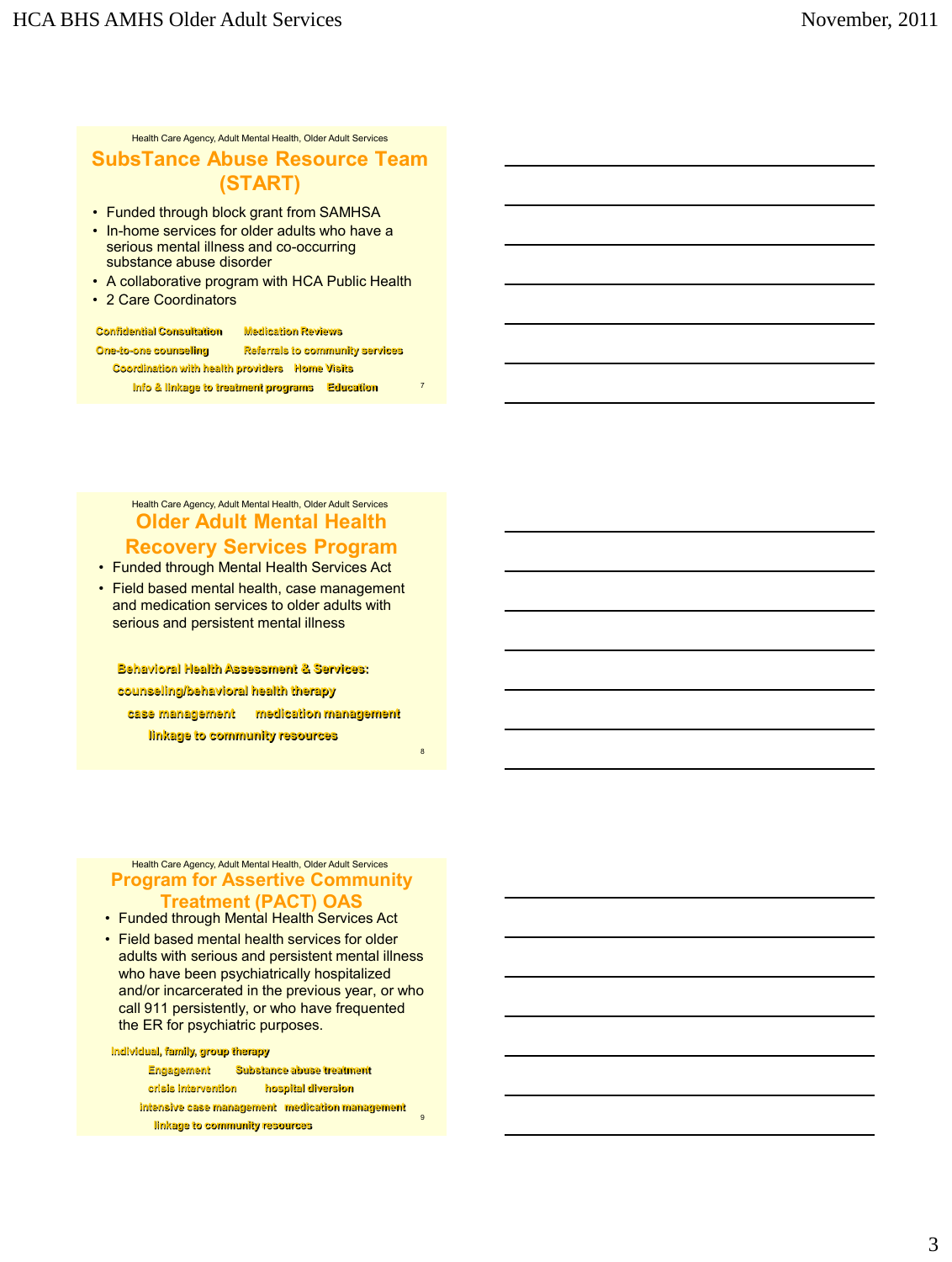Health Care Agency, Adult Mental Health, Older Adult Services

## SubsTance Abuse Resource Team (START)

- Funded through block grant from SAMHSA
- In-home services for older adults who have a serious mental illness and co-occurring substance abuse disorder
- A collaborative program with HCA Public Health
- 2 Care Coordinators

**Confidential Consultation** **Medication Reviews**
**One-to-one counseling** **Referrals to community services**
**Coordination with health providers** **Home Visits**
**Info & linkage to treatment programs** **Education**

Health Care Agency, Adult Mental Health, Older Adult Services

## Older Adult Mental Health Recovery Services Program

- Funded through Mental Health Services Act
- Field based mental health, case management and medication services to older adults with serious and persistent mental illness

**Behavioral Health Assessment & Services:**
**counseling/behavioral health therapy**
**case management** **medication management**
**linkage to community resources**

Health Care Agency, Adult Mental Health, Older Adult Services

## Program for Assertive Community Treatment (PACT) OAS

- Funded through Mental Health Services Act
- Field based mental health services for older adults with serious and persistent mental illness who have been psychiatrically hospitalized and/or incarcerated in the previous year, or who call 911 persistently, or who have frequented the ER for psychiatric purposes.

**Individual, family, group therapy**
**Engagement** **Substance abuse treatment**
**crisis intervention** **hospital diversion**
**intensive case management** **medication management**
**linkage to community resources**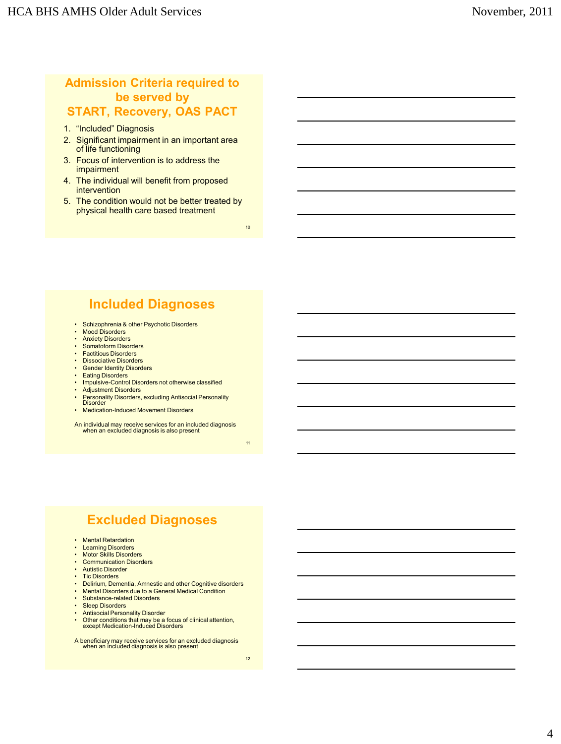## Admission Criteria required to be served by START, Recovery, OAS PACT

1. “Included” Diagnosis
2. Significant impairment in an important area of life functioning
3. Focus of intervention is to address the impairment
4. The individual will benefit from proposed intervention
5. The condition would not be better treated by physical health care based treatment

## Included Diagnoses

- Schizophrenia & other Psychotic Disorders
- Mood Disorders
- Anxiety Disorders
- Somatoform Disorders
- Factitious Disorders
- Dissociative Disorders
- Gender Identity Disorders
- Eating Disorders
- Impulsive-Control Disorders not otherwise classified
- Adjustment Disorders
- Personality Disorders, excluding Antisocial Personality Disorder
- Medication-Induced Movement Disorders

An individual may receive services for an included diagnosis when an excluded diagnosis is also present

## Excluded Diagnoses

- Mental Retardation
- Learning Disorders
- Motor Skills Disorders
- Communication Disorders
- Autistic Disorder
- Tic Disorders
- Delirium, Dementia, Amnestic and other Cognitive disorders
- Mental Disorders due to a General Medical Condition
- Substance-related Disorders
- Sleep Disorders
- Antisocial Personality Disorder
- Other conditions that may be a focus of clinical attention, except Medication-Induced Disorders

A beneficiary may receive services for an excluded diagnosis when an included diagnosis is also present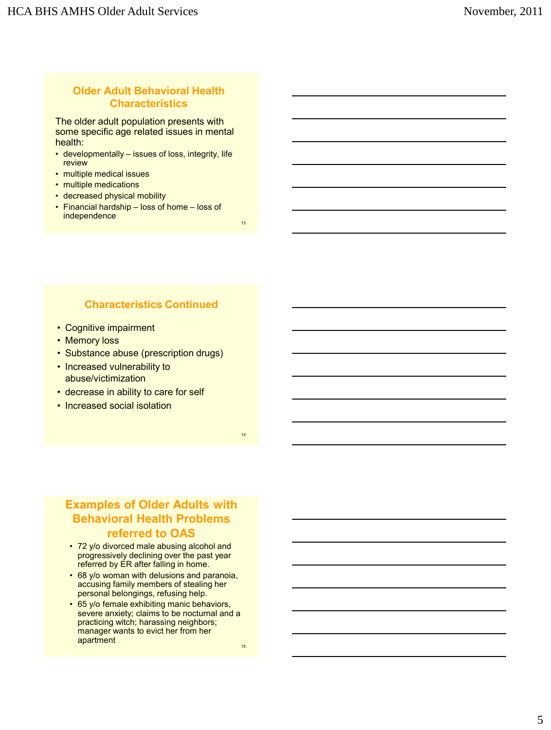## Older Adult Behavioral Health Characteristics

The older adult population presents with some specific age related issues in mental health:

- developmentally – issues of loss, integrity, life review
- multiple medical issues
- multiple medications
- decreased physical mobility
- Financial hardship – loss of home – loss of independence

## Characteristics Continued

- Cognitive impairment
- Memory loss
- Substance abuse (prescription drugs)
- Increased vulnerability to abuse/victimization
- decrease in ability to care for self
- Increased social isolation

## Examples of Older Adults with Behavioral Health Problems referred to OAS

- 72 y/o divorced male abusing alcohol and progressively declining over the past year referred by ER after falling in home.
- 68 y/o woman with delusions and paranoia, accusing family members of stealing her personal belongings, refusing help.
- 65 y/o female exhibiting manic behaviors, severe anxiety; claims to be nocturnal and a practicing witch; harassing neighbors; manager wants to evict her from her apartment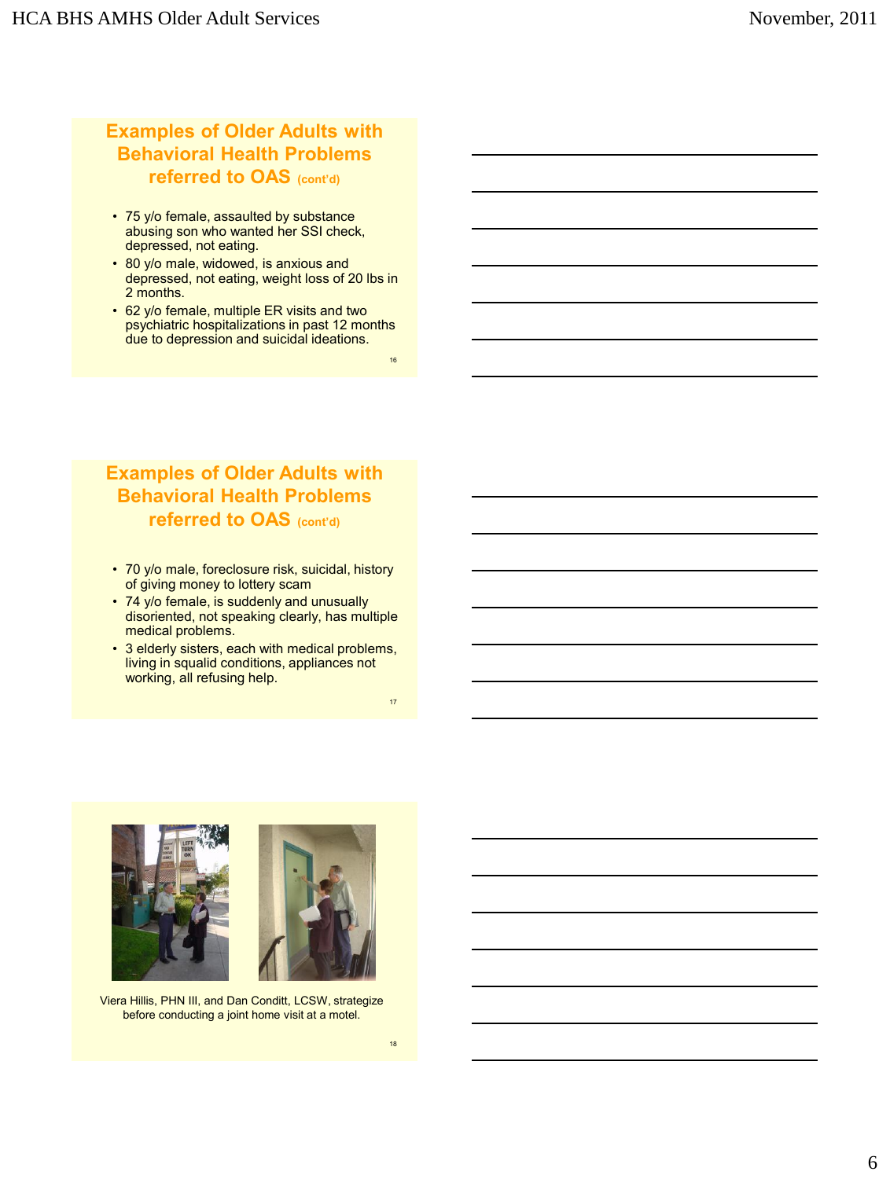## Examples of Older Adults with Behavioral Health Problems referred to OAS (cont'd)

- 75 y/o female, assaulted by substance abusing son who wanted her SSI check, depressed, not eating.
- 80 y/o male, widowed, is anxious and depressed, not eating, weight loss of 20 lbs in 2 months.
- 62 y/o female, multiple ER visits and two psychiatric hospitalizations in past 12 months due to depression and suicidal ideations.

16

## Examples of Older Adults with Behavioral Health Problems referred to OAS (cont'd)

- 70 y/o male, foreclosure risk, suicidal, history of giving money to lottery scam
- 74 y/o female, is suddenly and unusually disoriented, not speaking clearly, has multiple medical problems.
- 3 elderly sisters, each with medical problems, living in squalid conditions, appliances not working, all refusing help.

17

Viera Hillis, PHN III, and Dan Conditt, LCSW, strategize before conducting a joint home visit at a motel.

18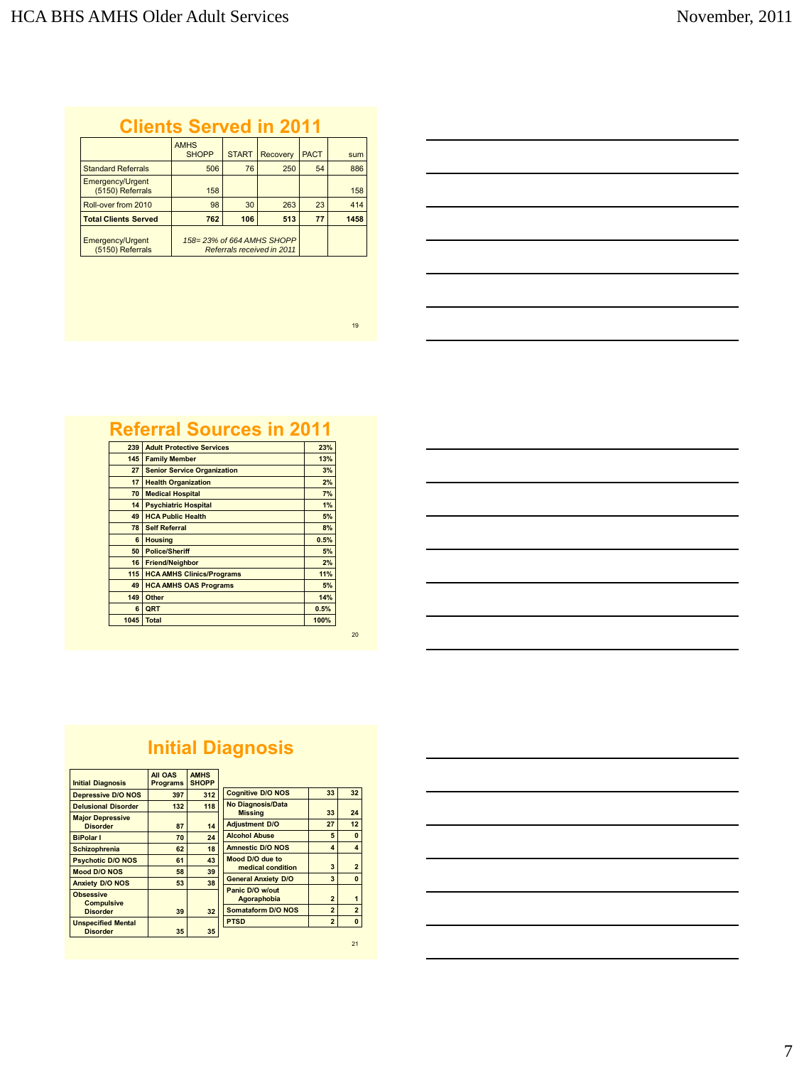## Clients Served in 2011

| | AMHS SHOPP | START | Recovery | PACT | sum |
|---|---|---|---|---|---|
| Standard Referrals | 506 | 76 | 250 | 54 | 886 |
| Emergency/Urgent (5150) Referrals | 158 | | | | 158 |
| Roll-over from 2010 | 98 | 30 | 263 | 23 | 414 |
| **Total Clients Served** | **762** | **106** | **513** | **77** | **1458** |
| Emergency/Urgent (5150) Referrals | *158= 23% of 664 AMHS SHOPP Referrals received in 2011* | | | | |

## Referral Sources in 2011

| | | |
|---|---|---|
| 239 | Adult Protective Services | 23% |
| 145 | Family Member | 13% |
| 27 | Senior Service Organization | 3% |
| 17 | Health Organization | 2% |
| 70 | Medical Hospital | 7% |
| 14 | Psychiatric Hospital | 1% |
| 49 | HCA Public Health | 5% |
| 78 | Self Referral | 8% |
| 6 | Housing | 0.5% |
| 50 | Police/Sheriff | 5% |
| 16 | Friend/Neighbor | 2% |
| 115 | HCA AMHS Clinics/Programs | 11% |
| 49 | HCA AMHS OAS Programs | 5% |
| 149 | Other | 14% |
| 6 | QRT | 0.5% |
| 1045 | Total | 100% |

## Initial Diagnosis

| Initial Diagnosis | All OAS Programs | AMHS SHOPP |
|---|---|---|
| Depressive D/O NOS | 397 | 312 |
| Delusional Disorder | 132 | 118 |
| Major Depressive Disorder | 87 | 14 |
| BiPolar I | 70 | 24 |
| Schizophrenia | 62 | 18 |
| Psychotic D/O NOS | 61 | 43 |
| Mood D/O NOS | 58 | 39 |
| Anxiety D/O NOS | 53 | 38 |
| Obsessive Compulsive Disorder | 39 | 32 |
| Unspecified Mental Disorder | 35 | 35 |
| Cognitive D/O NOS | 33 | 32 |
| No Diagnosis/Data Missing | 33 | 24 |
| Adjustment D/O | 27 | 12 |
| Alcohol Abuse | 5 | 0 |
| Amnestic D/O NOS | 4 | 4 |
| Mood D/O due to medical condition | 3 | 2 |
| General Anxiety D/O | 3 | 0 |
| Panic D/O w/out Agoraphobia | 2 | 1 |
| Somatoform D/O NOS | 2 | 2 |
| PTSD | 2 | 0 |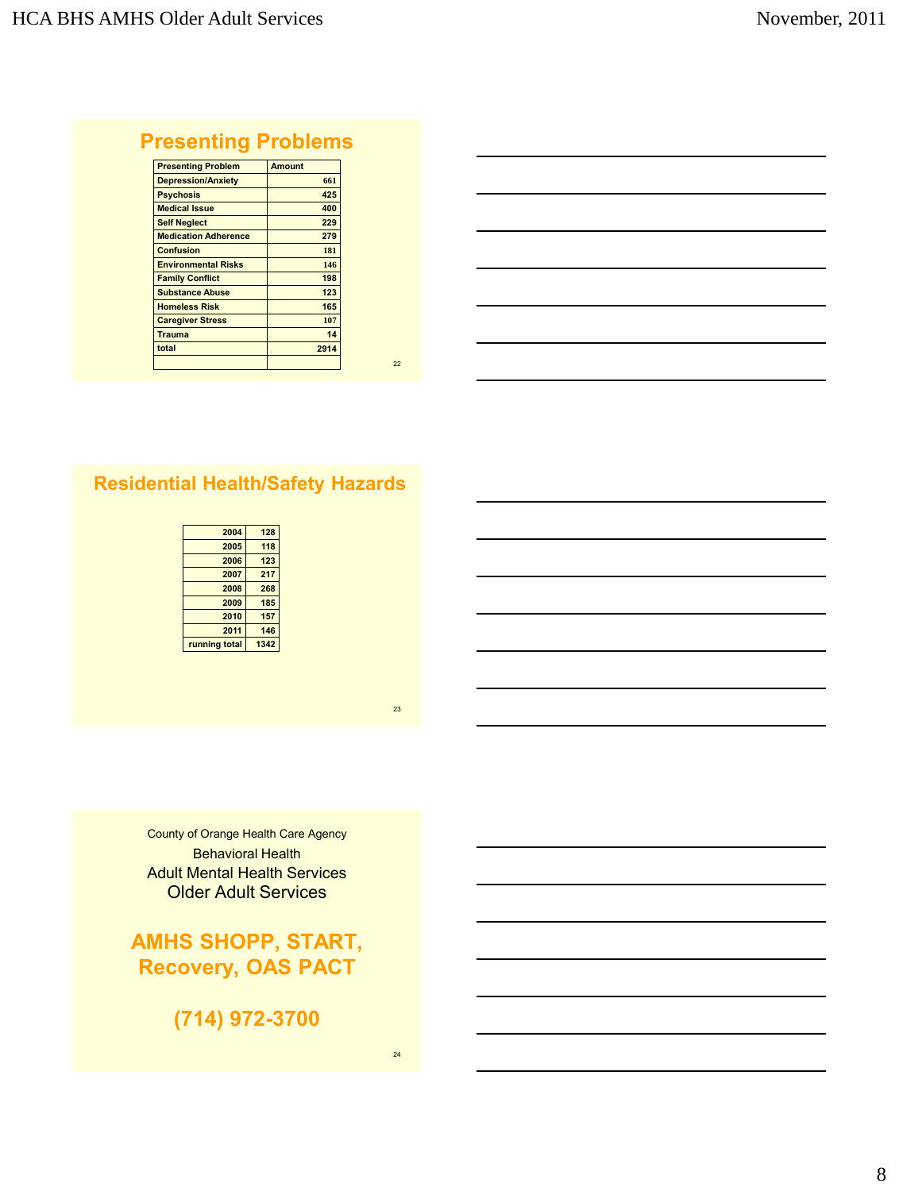## Presenting Problems

| Presenting Problem | Amount |
|---|---|
| Depression/Anxiety | 661 |
| Psychosis | 425 |
| Medical Issue | 400 |
| Self Neglect | 229 |
| Medication Adherence | 279 |
| Confusion | 181 |
| Environmental Risks | 146 |
| Family Conflict | 198 |
| Substance Abuse | 123 |
| Homeless Risk | 165 |
| Caregiver Stress | 107 |
| Trauma | 14 |
| total | 2914 |
| | |

## Residential Health/Safety Hazards

| | |
|---|---|
| 2004 | 128 |
| 2005 | 118 |
| 2006 | 123 |
| 2007 | 217 |
| 2008 | 268 |
| 2009 | 185 |
| 2010 | 157 |
| 2011 | 146 |
| running total | 1342 |

County of Orange Health Care Agency

Behavioral Health

Adult Mental Health Services

Older Adult Services

**AMHS SHOPP, START, Recovery, OAS PACT**

**(714) 972-3700**